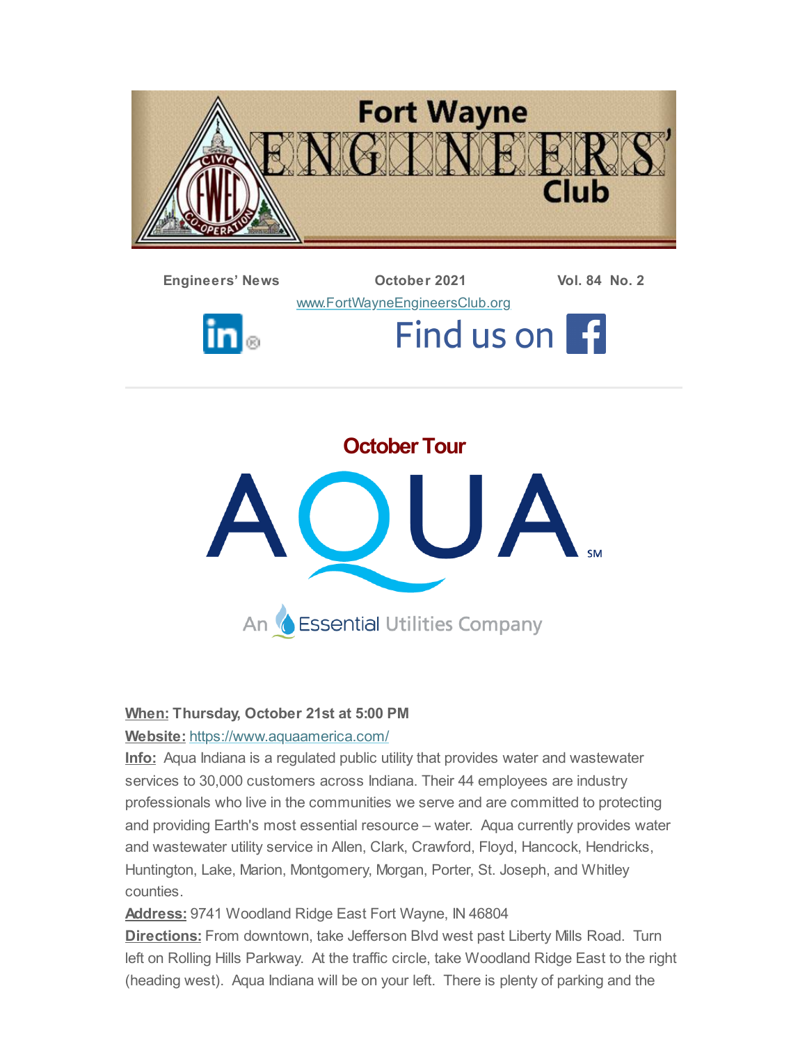# Fort Wayne ENGINEERS' Club

**Engineers' News** **October 2021** **Vol. 84 No. 2**

www.FortWayneEngineersClub.org

Find us on

## October Tour

AQUA

An Essential Utilities Company

**When:** **Thursday, October 21st at 5:00 PM**

**Website:** https://www.aquaamerica.com/

**Info:** Aqua Indiana is a regulated public utility that provides water and wastewater services to 30,000 customers across Indiana. Their 44 employees are industry professionals who live in the communities we serve and are committed to protecting and providing Earth's most essential resource – water. Aqua currently provides water and wastewater utility service in Allen, Clark, Crawford, Floyd, Hancock, Hendricks, Huntington, Lake, Marion, Montgomery, Morgan, Porter, St. Joseph, and Whitley counties.

**Address:** 9741 Woodland Ridge East Fort Wayne, IN 46804

**Directions:** From downtown, take Jefferson Blvd west past Liberty Mills Road. Turn left on Rolling Hills Parkway. At the traffic circle, take Woodland Ridge East to the right (heading west). Aqua Indiana will be on your left. There is plenty of parking and the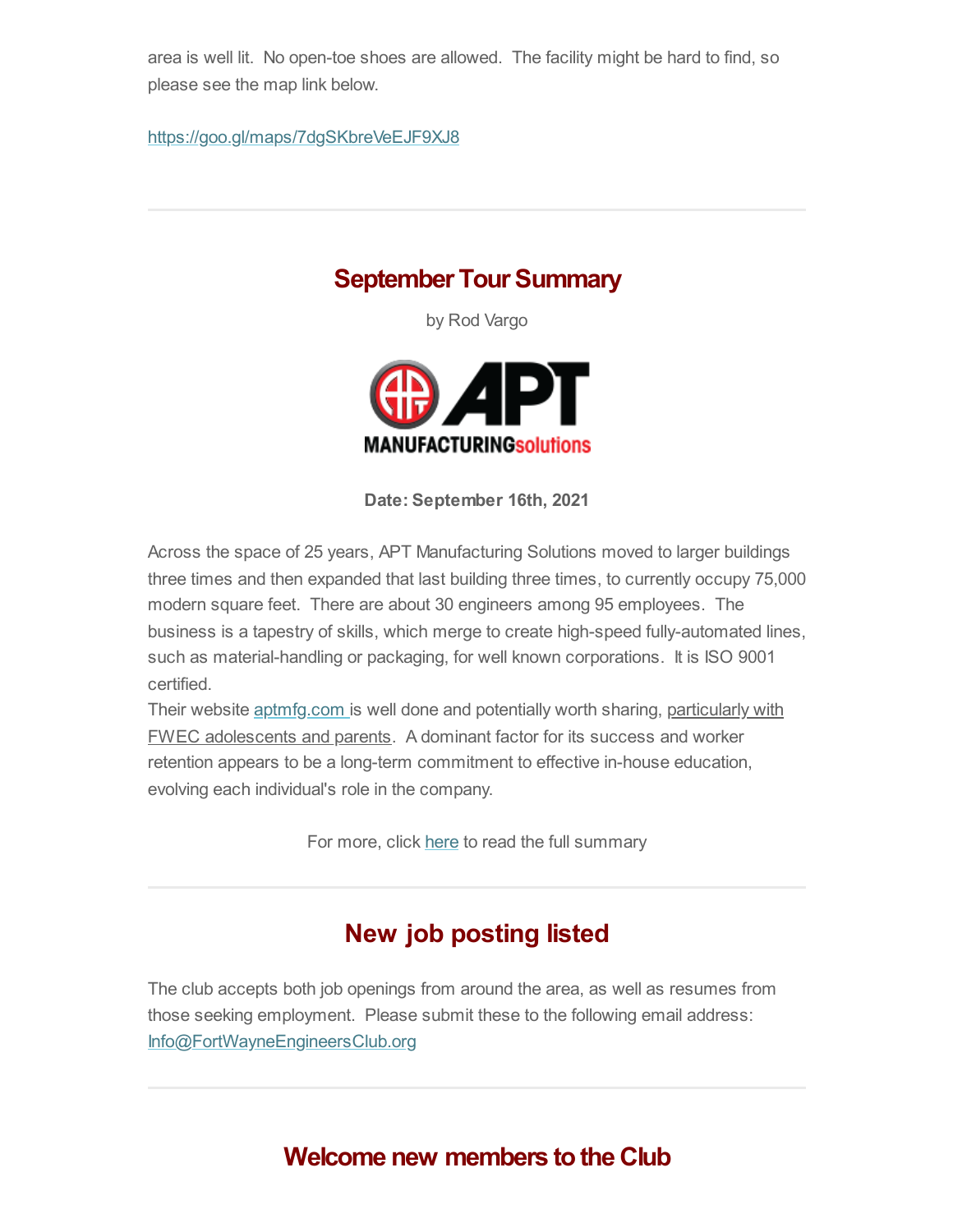area is well lit. No open-toe shoes are allowed. The facility might be hard to find, so please see the map link below.

https://goo.gl/maps/7dgSKbreVeEJF9XJ8

---

## September Tour Summary

by Rod Vargo

**Date: September 16th, 2021**

Across the space of 25 years, APT Manufacturing Solutions moved to larger buildings three times and then expanded that last building three times, to currently occupy 75,000 modern square feet. There are about 30 engineers among 95 employees. The business is a tapestry of skills, which merge to create high-speed fully-automated lines, such as material-handling or packaging, for well known corporations. It is ISO 9001 certified.

Their website aptmfg.com is well done and potentially worth sharing, particularly with FWEC adolescents and parents. A dominant factor for its success and worker retention appears to be a long-term commitment to effective in-house education, evolving each individual's role in the company.

For more, click here to read the full summary

---

## New job posting listed

The club accepts both job openings from around the area, as well as resumes from those seeking employment. Please submit these to the following email address: Info@FortWayneEngineersClub.org

---

## Welcome new members to the Club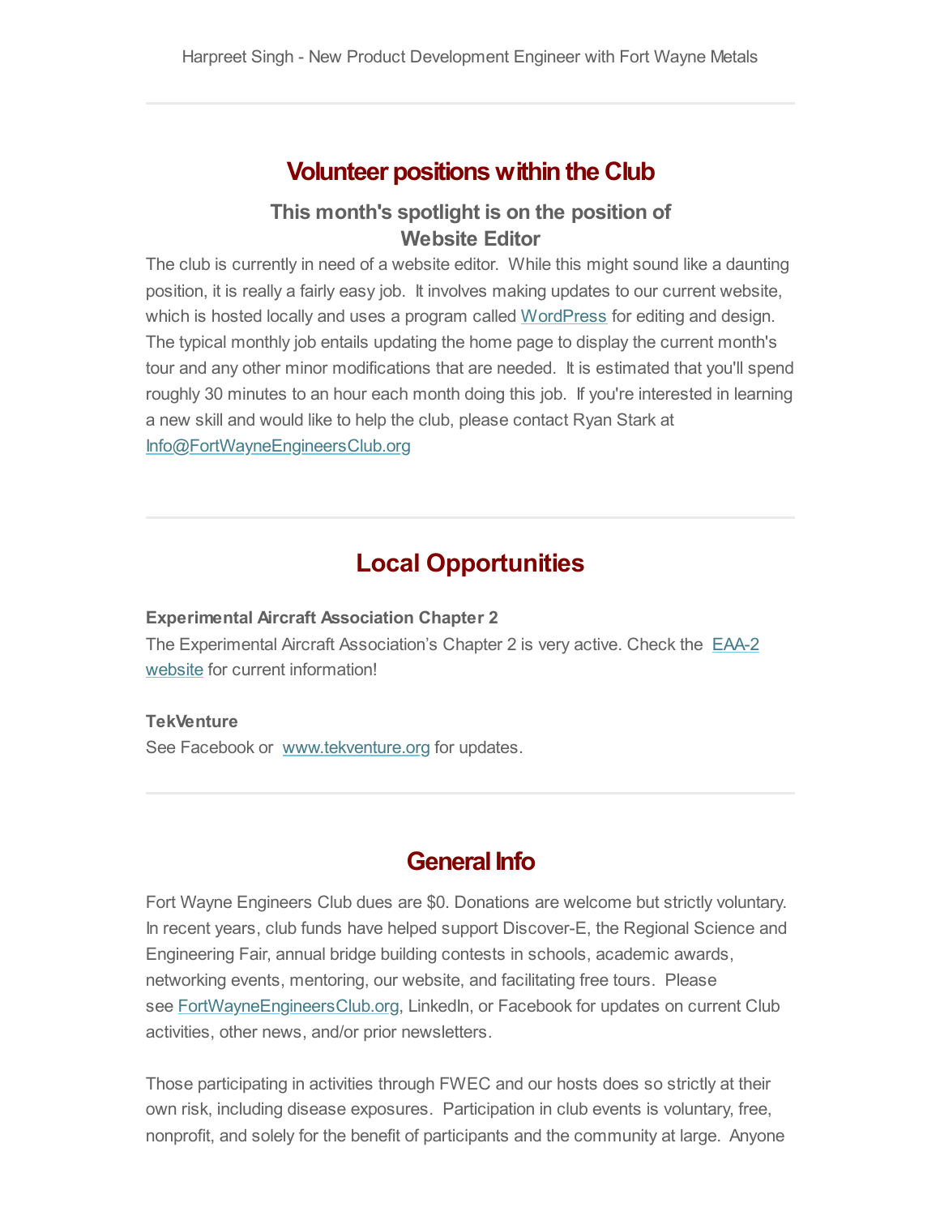Harpreet Singh - New Product Development Engineer with Fort Wayne Metals

---

## Volunteer positions within the Club

### This month's spotlight is on the position of Website Editor

The club is currently in need of a website editor. While this might sound like a daunting position, it is really a fairly easy job. It involves making updates to our current website, which is hosted locally and uses a program called WordPress for editing and design. The typical monthly job entails updating the home page to display the current month's tour and any other minor modifications that are needed. It is estimated that you'll spend roughly 30 minutes to an hour each month doing this job. If you're interested in learning a new skill and would like to help the club, please contact Ryan Stark at Info@FortWayneEngineersClub.org

---

## Local Opportunities

**Experimental Aircraft Association Chapter 2**
The Experimental Aircraft Association's Chapter 2 is very active. Check the EAA-2 website for current information!

**TekVenture**
See Facebook or www.tekventure.org for updates.

---

## General Info

Fort Wayne Engineers Club dues are $0. Donations are welcome but strictly voluntary. In recent years, club funds have helped support Discover-E, the Regional Science and Engineering Fair, annual bridge building contests in schools, academic awards, networking events, mentoring, our website, and facilitating free tours. Please see FortWayneEngineersClub.org, LinkedIn, or Facebook for updates on current Club activities, other news, and/or prior newsletters.

Those participating in activities through FWEC and our hosts does so strictly at their own risk, including disease exposures. Participation in club events is voluntary, free, nonprofit, and solely for the benefit of participants and the community at large. Anyone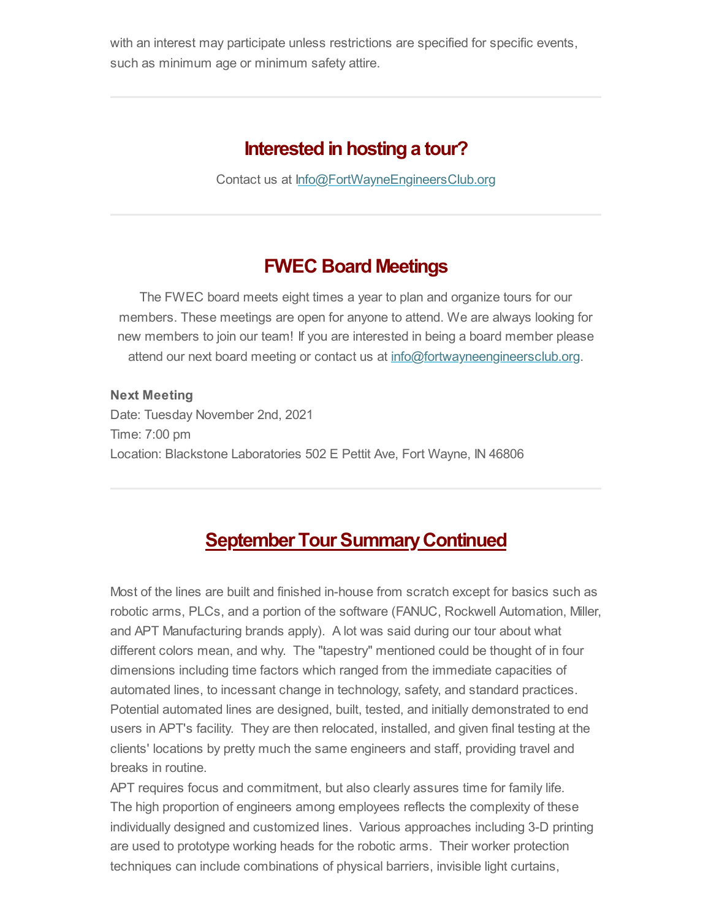with an interest may participate unless restrictions are specified for specific events, such as minimum age or minimum safety attire.

---

## Interested in hosting a tour?

Contact us at Info@FortWayneEngineersClub.org

---

## FWEC Board Meetings

The FWEC board meets eight times a year to plan and organize tours for our members. These meetings are open for anyone to attend. We are always looking for new members to join our team! If you are interested in being a board member please attend our next board meeting or contact us at info@fortwayneengineersclub.org.

**Next Meeting**
Date: Tuesday November 2nd, 2021
Time: 7:00 pm
Location: Blackstone Laboratories 502 E Pettit Ave, Fort Wayne, IN 46806

---

## September Tour Summary Continued

Most of the lines are built and finished in-house from scratch except for basics such as robotic arms, PLCs, and a portion of the software (FANUC, Rockwell Automation, Miller, and APT Manufacturing brands apply). A lot was said during our tour about what different colors mean, and why. The "tapestry" mentioned could be thought of in four dimensions including time factors which ranged from the immediate capacities of automated lines, to incessant change in technology, safety, and standard practices. Potential automated lines are designed, built, tested, and initially demonstrated to end users in APT's facility. They are then relocated, installed, and given final testing at the clients' locations by pretty much the same engineers and staff, providing travel and breaks in routine.
APT requires focus and commitment, but also clearly assures time for family life. The high proportion of engineers among employees reflects the complexity of these individually designed and customized lines. Various approaches including 3-D printing are used to prototype working heads for the robotic arms. Their worker protection techniques can include combinations of physical barriers, invisible light curtains,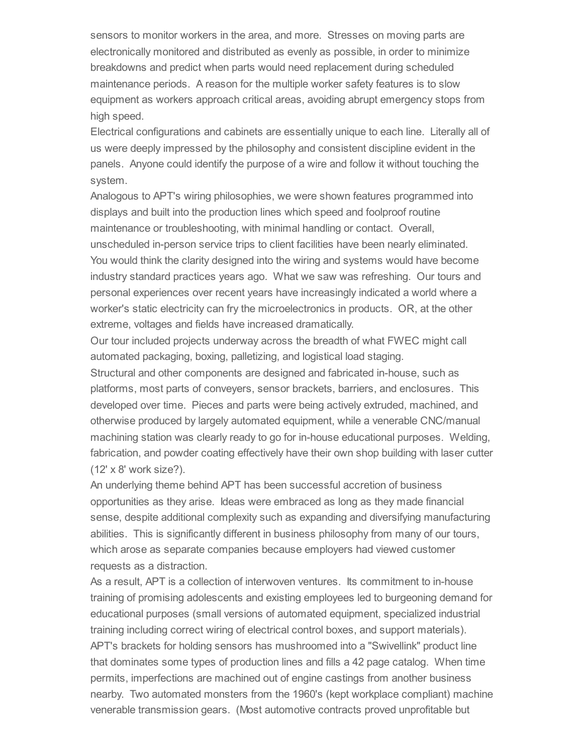sensors to monitor workers in the area, and more. Stresses on moving parts are electronically monitored and distributed as evenly as possible, in order to minimize breakdowns and predict when parts would need replacement during scheduled maintenance periods. A reason for the multiple worker safety features is to slow equipment as workers approach critical areas, avoiding abrupt emergency stops from high speed.

Electrical configurations and cabinets are essentially unique to each line. Literally all of us were deeply impressed by the philosophy and consistent discipline evident in the panels. Anyone could identify the purpose of a wire and follow it without touching the system.

Analogous to APT's wiring philosophies, we were shown features programmed into displays and built into the production lines which speed and foolproof routine maintenance or troubleshooting, with minimal handling or contact. Overall, unscheduled in-person service trips to client facilities have been nearly eliminated.

You would think the clarity designed into the wiring and systems would have become industry standard practices years ago. What we saw was refreshing. Our tours and personal experiences over recent years have increasingly indicated a world where a worker's static electricity can fry the microelectronics in products. OR, at the other extreme, voltages and fields have increased dramatically.

Our tour included projects underway across the breadth of what FWEC might call automated packaging, boxing, palletizing, and logistical load staging.

Structural and other components are designed and fabricated in-house, such as platforms, most parts of conveyers, sensor brackets, barriers, and enclosures. This developed over time. Pieces and parts were being actively extruded, machined, and otherwise produced by largely automated equipment, while a venerable CNC/manual machining station was clearly ready to go for in-house educational purposes. Welding, fabrication, and powder coating effectively have their own shop building with laser cutter (12' x 8' work size?).

An underlying theme behind APT has been successful accretion of business opportunities as they arise. Ideas were embraced as long as they made financial sense, despite additional complexity such as expanding and diversifying manufacturing abilities. This is significantly different in business philosophy from many of our tours, which arose as separate companies because employers had viewed customer requests as a distraction.

As a result, APT is a collection of interwoven ventures. Its commitment to in-house training of promising adolescents and existing employees led to burgeoning demand for educational purposes (small versions of automated equipment, specialized industrial training including correct wiring of electrical control boxes, and support materials). APT's brackets for holding sensors has mushroomed into a "Swivellink" product line that dominates some types of production lines and fills a 42 page catalog. When time permits, imperfections are machined out of engine castings from another business nearby. Two automated monsters from the 1960's (kept workplace compliant) machine venerable transmission gears. (Most automotive contracts proved unprofitable but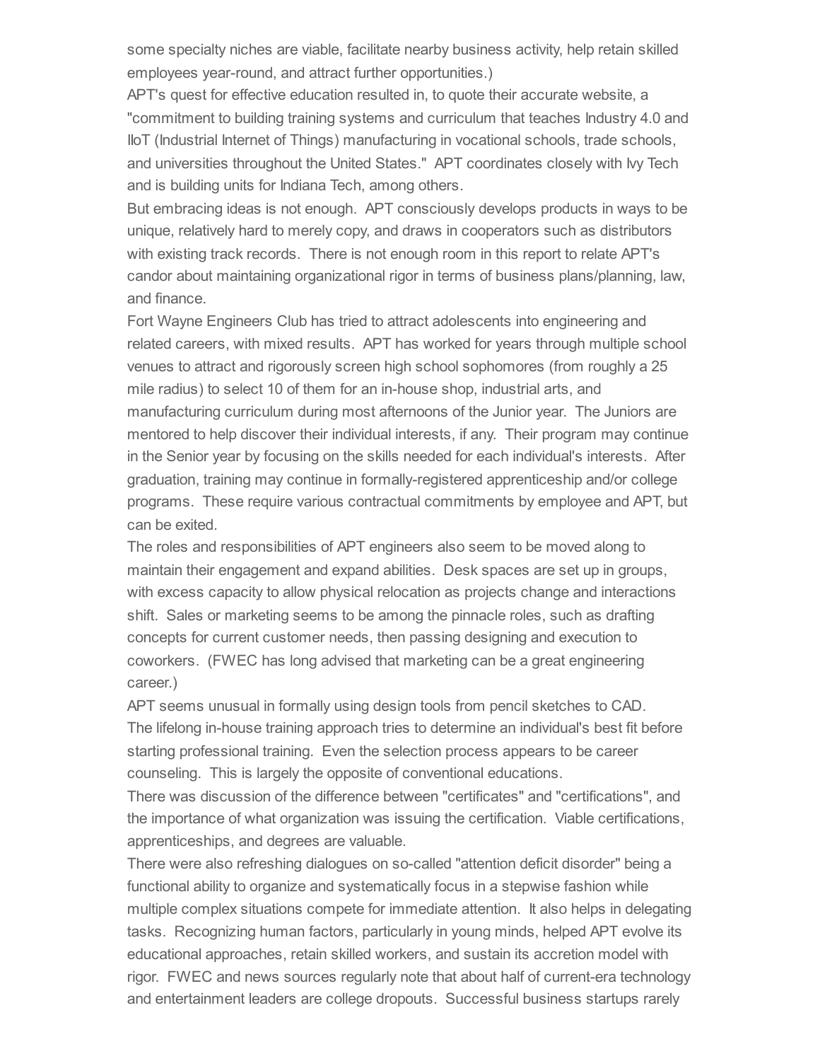some specialty niches are viable, facilitate nearby business activity, help retain skilled employees year-round, and attract further opportunities.)

APT's quest for effective education resulted in, to quote their accurate website, a "commitment to building training systems and curriculum that teaches Industry 4.0 and IIoT (Industrial Internet of Things) manufacturing in vocational schools, trade schools, and universities throughout the United States." APT coordinates closely with Ivy Tech and is building units for Indiana Tech, among others.

But embracing ideas is not enough. APT consciously develops products in ways to be unique, relatively hard to merely copy, and draws in cooperators such as distributors with existing track records. There is not enough room in this report to relate APT's candor about maintaining organizational rigor in terms of business plans/planning, law, and finance.

Fort Wayne Engineers Club has tried to attract adolescents into engineering and related careers, with mixed results. APT has worked for years through multiple school venues to attract and rigorously screen high school sophomores (from roughly a 25 mile radius) to select 10 of them for an in-house shop, industrial arts, and manufacturing curriculum during most afternoons of the Junior year. The Juniors are mentored to help discover their individual interests, if any. Their program may continue in the Senior year by focusing on the skills needed for each individual's interests. After graduation, training may continue in formally-registered apprenticeship and/or college programs. These require various contractual commitments by employee and APT, but can be exited.

The roles and responsibilities of APT engineers also seem to be moved along to maintain their engagement and expand abilities. Desk spaces are set up in groups, with excess capacity to allow physical relocation as projects change and interactions shift. Sales or marketing seems to be among the pinnacle roles, such as drafting concepts for current customer needs, then passing designing and execution to coworkers. (FWEC has long advised that marketing can be a great engineering career.)

APT seems unusual in formally using design tools from pencil sketches to CAD.

The lifelong in-house training approach tries to determine an individual's best fit before starting professional training. Even the selection process appears to be career counseling. This is largely the opposite of conventional educations.

There was discussion of the difference between "certificates" and "certifications", and the importance of what organization was issuing the certification. Viable certifications, apprenticeships, and degrees are valuable.

There were also refreshing dialogues on so-called "attention deficit disorder" being a functional ability to organize and systematically focus in a stepwise fashion while multiple complex situations compete for immediate attention. It also helps in delegating tasks. Recognizing human factors, particularly in young minds, helped APT evolve its educational approaches, retain skilled workers, and sustain its accretion model with rigor. FWEC and news sources regularly note that about half of current-era technology and entertainment leaders are college dropouts. Successful business startups rarely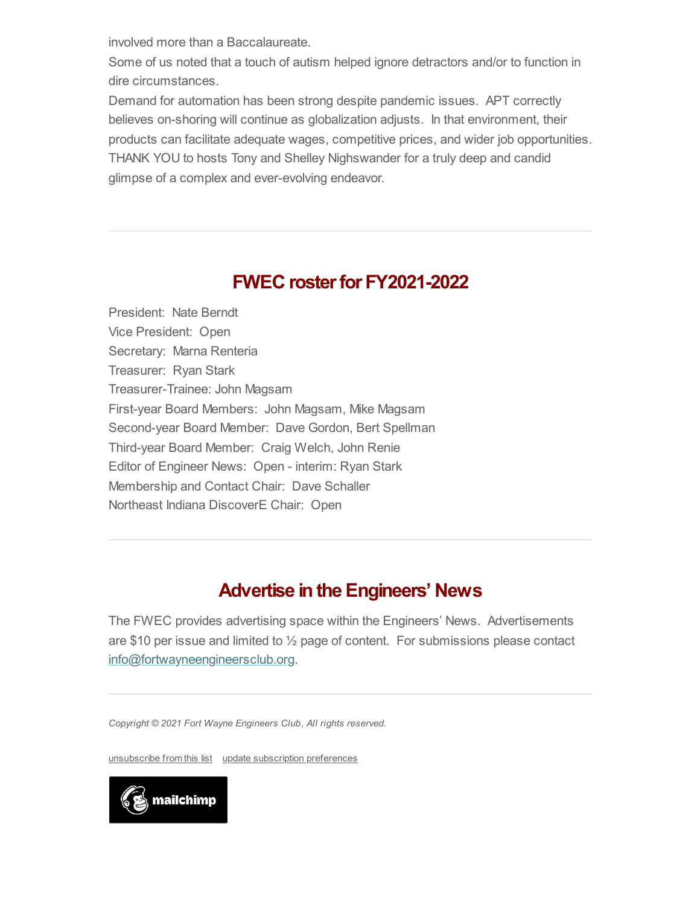involved more than a Baccalaureate.

Some of us noted that a touch of autism helped ignore detractors and/or to function in dire circumstances.

Demand for automation has been strong despite pandemic issues. APT correctly believes on-shoring will continue as globalization adjusts. In that environment, their products can facilitate adequate wages, competitive prices, and wider job opportunities.

THANK YOU to hosts Tony and Shelley Nighswander for a truly deep and candid glimpse of a complex and ever-evolving endeavor.

---

## FWEC roster for FY2021-2022

President: Nate Berndt
Vice President: Open
Secretary: Marna Renteria
Treasurer: Ryan Stark
Treasurer-Trainee: John Magsam
First-year Board Members: John Magsam, Mike Magsam
Second-year Board Member: Dave Gordon, Bert Spellman
Third-year Board Member: Craig Welch, John Renie
Editor of Engineer News: Open - interim: Ryan Stark
Membership and Contact Chair: Dave Schaller
Northeast Indiana DiscoverE Chair: Open

---

## Advertise in the Engineers' News

The FWEC provides advertising space within the Engineers' News. Advertisements are $10 per issue and limited to ½ page of content. For submissions please contact info@fortwayneengineersclub.org.

---

*Copyright © 2021 Fort Wayne Engineers Club, All rights reserved.*

unsubscribe from this list update subscription preferences

mailchimp